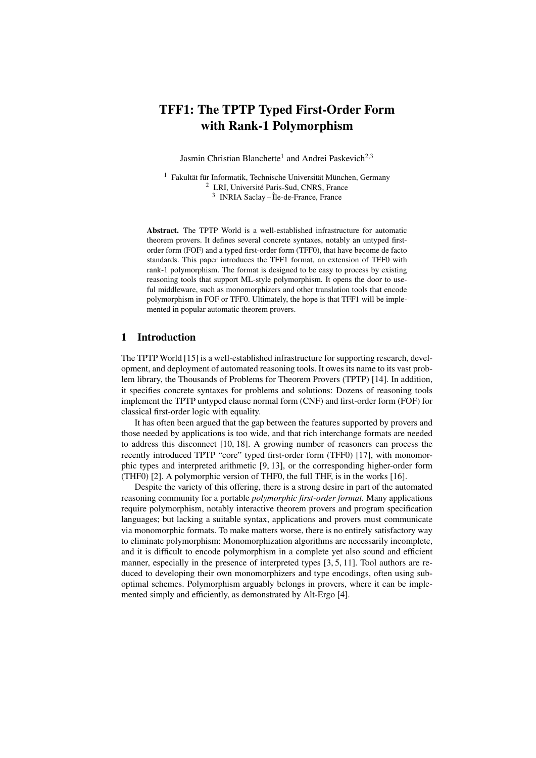# TFF1: The TPTP Typed First-Order Form with Rank-1 Polymorphism

Jasmin Christian Blanchette[1] and Andrei Paskevich[2,3]

[1] Fakultät für Informatik, Technische Universität München, Germany
[2] LRI, Université Paris-Sud, CNRS, France
[3] INRIA Saclay – Île-de-France, France

**Abstract.** The TPTP World is a well-established infrastructure for automatic theorem provers. It defines several concrete syntaxes, notably an untyped first-order form (FOF) and a typed first-order form (TFF0), that have become de facto standards. This paper introduces the TFF1 format, an extension of TFF0 with rank-1 polymorphism. The format is designed to be easy to process by existing reasoning tools that support ML-style polymorphism. It opens the door to useful middleware, such as monomorphizers and other translation tools that encode polymorphism in FOF or TFF0. Ultimately, the hope is that TFF1 will be implemented in popular automatic theorem provers.

## 1 Introduction

The TPTP World [15] is a well-established infrastructure for supporting research, development, and deployment of automated reasoning tools. It owes its name to its vast problem library, the Thousands of Problems for Theorem Provers (TPTP) [14]. In addition, it specifies concrete syntaxes for problems and solutions: Dozens of reasoning tools implement the TPTP untyped clause normal form (CNF) and first-order form (FOF) for classical first-order logic with equality.

It has often been argued that the gap between the features supported by provers and those needed by applications is too wide, and that rich interchange formats are needed to address this disconnect [10, 18]. A growing number of reasoners can process the recently introduced TPTP "core" typed first-order form (TFF0) [17], with monomorphic types and interpreted arithmetic [9, 13], or the corresponding higher-order form (THF0) [2]. A polymorphic version of THF0, the full THF, is in the works [16].

Despite the variety of this offering, there is a strong desire in part of the automated reasoning community for a portable *polymorphic first-order format.* Many applications require polymorphism, notably interactive theorem provers and program specification languages; but lacking a suitable syntax, applications and provers must communicate via monomorphic formats. To make matters worse, there is no entirely satisfactory way to eliminate polymorphism: Monomorphization algorithms are necessarily incomplete, and it is difficult to encode polymorphism in a complete yet also sound and efficient manner, especially in the presence of interpreted types [3, 5, 11]. Tool authors are reduced to developing their own monomorphizers and type encodings, often using suboptimal schemes. Polymorphism arguably belongs in provers, where it can be implemented simply and efficiently, as demonstrated by Alt-Ergo [4].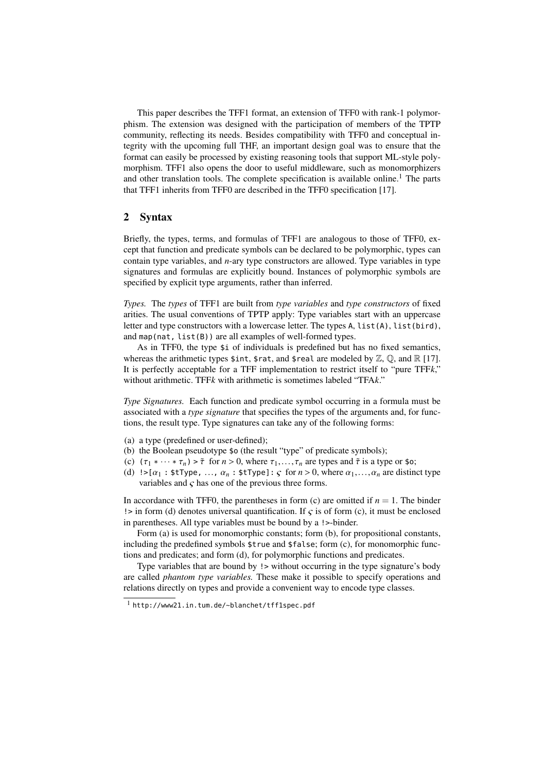This paper describes the TFF1 format, an extension of TFF0 with rank-1 polymorphism. The extension was designed with the participation of members of the TPTP community, reflecting its needs. Besides compatibility with TFF0 and conceptual integrity with the upcoming full THF, an important design goal was to ensure that the format can easily be processed by existing reasoning tools that support ML-style polymorphism. TFF1 also opens the door to useful middleware, such as monomorphizers and other translation tools. The complete specification is available online.[1] The parts that TFF1 inherits from TFF0 are described in the TFF0 specification [17].

## 2 Syntax

Briefly, the types, terms, and formulas of TFF1 are analogous to those of TFF0, except that function and predicate symbols can be declared to be polymorphic, types can contain type variables, and *n*-ary type constructors are allowed. Type variables in type signatures and formulas are explicitly bound. Instances of polymorphic symbols are specified by explicit type arguments, rather than inferred.

*Types.* The *types* of TFF1 are built from *type variables* and *type constructors* of fixed arities. The usual conventions of TPTP apply: Type variables start with an uppercase letter and type constructors with a lowercase letter. The types `A`, `list(A)`, `list(bird)`, and `map(nat, list(B))` are all examples of well-formed types.

As in TFF0, the type `$i` of individuals is predefined but has no fixed semantics, whereas the arithmetic types `$int`, `$rat`, and `$real` are modeled by $\mathbb{Z}$, $\mathbb{Q}$, and $\mathbb{R}$ [17]. It is perfectly acceptable for a TFF implementation to restrict itself to "pure TFF*k*," without arithmetic. TFF*k* with arithmetic is sometimes labeled "TFA*k*."

*Type Signatures.* Each function and predicate symbol occurring in a formula must be associated with a *type signature* that specifies the types of the arguments and, for functions, the result type. Type signatures can take any of the following forms:

(a) a type (predefined or user-defined);
(b) the Boolean pseudotype `$o` (the result "type" of predicate symbols);
(c) $(\tau_1 * \cdots * \tau_n) > \tilde{\tau}$ for $n > 0$, where $\tau_1, \ldots, \tau_n$ are types and $\tilde{\tau}$ is a type or `$o`;
(d) `!>[`$\alpha_1$ `: $tType, ...,` $\alpha_n$ `: $tType]:` $\varsigma$ for $n > 0$, where $\alpha_1, \ldots, \alpha_n$ are distinct type variables and $\varsigma$ has one of the previous three forms.

In accordance with TFF0, the parentheses in form (c) are omitted if $n = 1$. The binder `!>` in form (d) denotes universal quantification. If $\varsigma$ is of form (c), it must be enclosed in parentheses. All type variables must be bound by a `!>`-binder.

Form (a) is used for monomorphic constants; form (b), for propositional constants, including the predefined symbols `$true` and `$false`; form (c), for monomorphic functions and predicates; and form (d), for polymorphic functions and predicates.

Type variables that are bound by `!>` without occurring in the type signature's body are called *phantom type variables.* These make it possible to specify operations and relations directly on types and provide a convenient way to encode type classes.

[1] http://www21.in.tum.de/~blanchet/tff1spec.pdf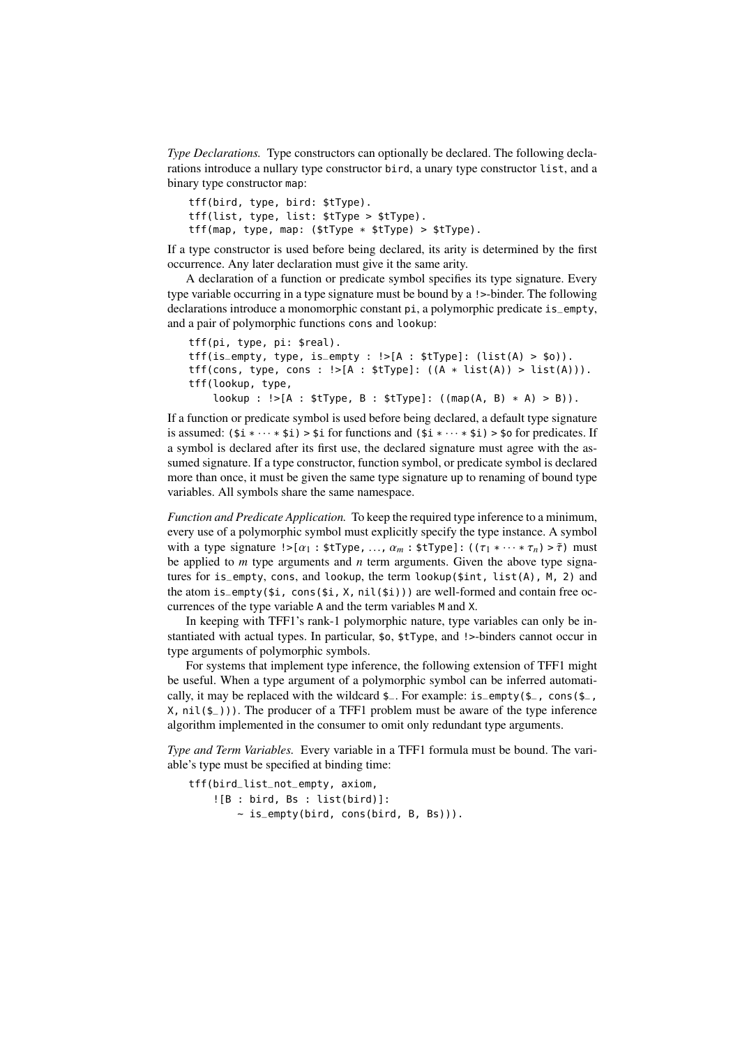*Type Declarations.* Type constructors can optionally be declared. The following declarations introduce a nullary type constructor `bird`, a unary type constructor `list`, and a binary type constructor `map`:

```
tff(bird, type, bird: $tType).
tff(list, type, list: $tType > $tType).
tff(map, type, map: ($tType * $tType) > $tType).
```

If a type constructor is used before being declared, its arity is determined by the first occurrence. Any later declaration must give it the same arity.

A declaration of a function or predicate symbol specifies its type signature. Every type variable occurring in a type signature must be bound by a `!>`-binder. The following declarations introduce a monomorphic constant `pi`, a polymorphic predicate `is_empty`, and a pair of polymorphic functions `cons` and `lookup`:

```
tff(pi, type, pi: $real).
tff(is_empty, type, is_empty : !>[A : $tType]: (list(A) > $o)).
tff(cons, type, cons : !>[A : $tType]: ((A * list(A)) > list(A))).
tff(lookup, type,
    lookup : !>[A : $tType, B : $tType]: ((map(A, B) * A) > B)).
```

If a function or predicate symbol is used before being declared, a default type signature is assumed: `($i * ··· * $i) > $i` for functions and `($i * ··· * $i) > $o` for predicates. If a symbol is declared after its first use, the declared signature must agree with the assumed signature. If a type constructor, function symbol, or predicate symbol is declared more than once, it must be given the same type signature up to renaming of bound type variables. All symbols share the same namespace.

*Function and Predicate Application.* To keep the required type inference to a minimum, every use of a polymorphic symbol must explicitly specify the type instance. A symbol with a type signature `!>[`$\alpha_1$ `: $tType, ...,` $\alpha_m$ `: $tType]: ((`$\tau_1 * \cdots * \tau_n$`) >` $\bar{\tau}$`)` must be applied to $m$ type arguments and $n$ term arguments. Given the above type signatures for `is_empty`, `cons`, and `lookup`, the term `lookup($int, list(A), M, 2)` and the atom `is_empty($i, cons($i, X, nil($i)))` are well-formed and contain free occurrences of the type variable `A` and the term variables `M` and `X`.

In keeping with TFF1's rank-1 polymorphic nature, type variables can only be instantiated with actual types. In particular, `$o`, `$tType`, and `!>`-binders cannot occur in type arguments of polymorphic symbols.

For systems that implement type inference, the following extension of TFF1 might be useful. When a type argument of a polymorphic symbol can be inferred automatically, it may be replaced with the wildcard `$_`. For example: `is_empty($_, cons($_, X, nil($_)))`. The producer of a TFF1 problem must be aware of the type inference algorithm implemented in the consumer to omit only redundant type arguments.

*Type and Term Variables.* Every variable in a TFF1 formula must be bound. The variable's type must be specified at binding time:

```
tff(bird_list_not_empty, axiom,
    ![B : bird, Bs : list(bird)]:
        ~ is_empty(bird, cons(bird, B, Bs))).
```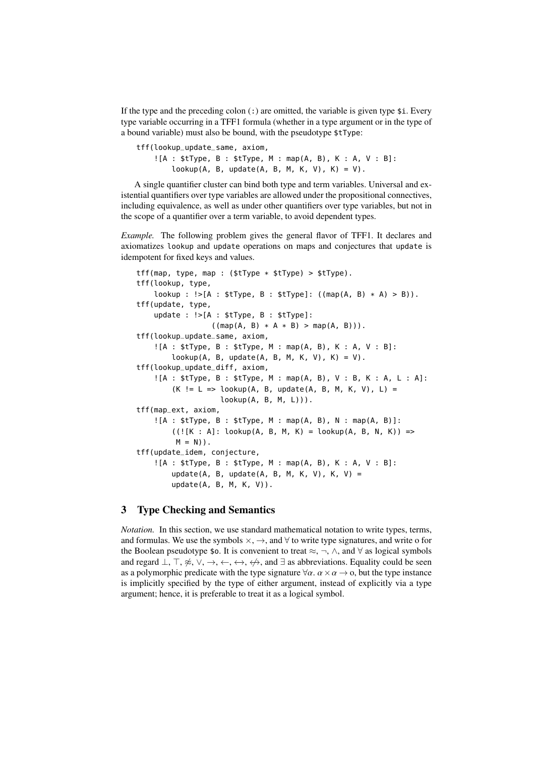If the type and the preceding colon (`:`) are omitted, the variable is given type `$i`. Every type variable occurring in a TFF1 formula (whether in a type argument or in the type of a bound variable) must also be bound, with the pseudotype `$tType`:

```
tff(lookup_update_same, axiom,
    ![A : $tType, B : $tType, M : map(A, B), K : A, V : B]:
        lookup(A, B, update(A, B, M, K, V), K) = V).
```

A single quantifier cluster can bind both type and term variables. Universal and existential quantifiers over type variables are allowed under the propositional connectives, including equivalence, as well as under other quantifiers over type variables, but not in the scope of a quantifier over a term variable, to avoid dependent types.

*Example.* The following problem gives the general flavor of TFF1. It declares and axiomatizes `lookup` and `update` operations on maps and conjectures that `update` is idempotent for fixed keys and values.

```
tff(map, type, map : ($tType * $tType) > $tType).
tff(lookup, type,
    lookup : !>[A : $tType, B : $tType]: ((map(A, B) * A) > B)).
tff(update, type,
    update : !>[A : $tType, B : $tType]:
                 ((map(A, B) * A * B) > map(A, B))).
tff(lookup_update_same, axiom,
    ![A : $tType, B : $tType, M : map(A, B), K : A, V : B]:
        lookup(A, B, update(A, B, M, K, V), K) = V).
tff(lookup_update_diff, axiom,
    ![A : $tType, B : $tType, M : map(A, B), V : B, K : A, L : A]:
        (K != L => lookup(A, B, update(A, B, M, K, V), L) =
                   lookup(A, B, M, L))).
tff(map_ext, axiom,
    ![A : $tType, B : $tType, M : map(A, B), N : map(A, B)]:
        ((![K : A]: lookup(A, B, M, K) = lookup(A, B, N, K)) =>
         M = N)).
tff(update_idem, conjecture,
    ![A : $tType, B : $tType, M : map(A, B), K : A, V : B]:
        update(A, B, update(A, B, M, K, V), K, V) =
        update(A, B, M, K, V)).
```

## 3 Type Checking and Semantics

*Notation.* In this section, we use standard mathematical notation to write types, terms, and formulas. We use the symbols $\times$, $\rightarrow$, and $\forall$ to write type signatures, and write o for the Boolean pseudotype `$o`. It is convenient to treat $\approx$, $\neg$, $\wedge$, and $\forall$ as logical symbols and regard $\bot$, $\top$, $\not\approx$, $\vee$, $\rightarrow$, $\leftarrow$, $\leftrightarrow$, $\not\leftrightarrow$, and $\exists$ as abbreviations. Equality could be seen as a polymorphic predicate with the type signature $\forall\alpha.\ \alpha \times \alpha \rightarrow \mathrm{o}$, but the type instance is implicitly specified by the type of either argument, instead of explicitly via a type argument; hence, it is preferable to treat it as a logical symbol.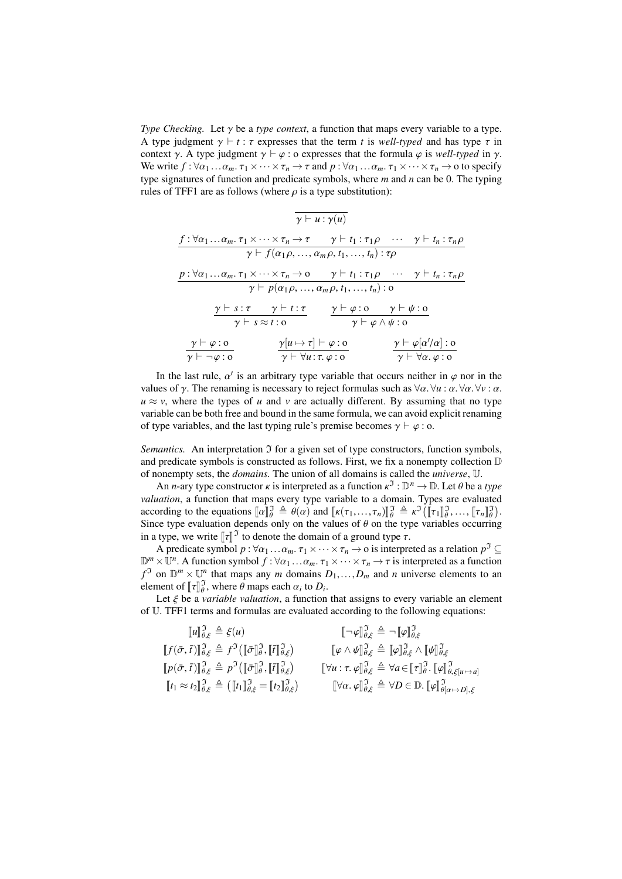*Type Checking.* Let $\gamma$ be a *type context*, a function that maps every variable to a type. A type judgment $\gamma \vdash t : \tau$ expresses that the term $t$ is *well-typed* and has type $\tau$ in context $\gamma$. A type judgment $\gamma \vdash \varphi : o$ expresses that the formula $\varphi$ is *well-typed* in $\gamma$. We write $f : \forall\alpha_1 \ldots \alpha_m.\, \tau_1 \times \cdots \times \tau_n \to \tau$ and $p : \forall\alpha_1 \ldots \alpha_m.\, \tau_1 \times \cdots \times \tau_n \to o$ to specify type signatures of function and predicate symbols, where $m$ and $n$ can be 0. The typing rules of TFF1 are as follows (where $\rho$ is a type substitution):

$$\frac{}{\gamma \vdash u : \gamma(u)}$$

$$\frac{f : \forall\alpha_1 \ldots \alpha_m.\, \tau_1 \times \cdots \times \tau_n \to \tau \qquad \gamma \vdash t_1 : \tau_1\rho \quad \cdots \quad \gamma \vdash t_n : \tau_n\rho}{\gamma \vdash f(\alpha_1\rho, \ldots, \alpha_m\rho, t_1, \ldots, t_n) : \tau\rho}$$

$$\frac{p : \forall\alpha_1 \ldots \alpha_m.\, \tau_1 \times \cdots \times \tau_n \to o \qquad \gamma \vdash t_1 : \tau_1\rho \quad \cdots \quad \gamma \vdash t_n : \tau_n\rho}{\gamma \vdash p(\alpha_1\rho, \ldots, \alpha_m\rho, t_1, \ldots, t_n) : o}$$

$$\frac{\gamma \vdash s : \tau \qquad \gamma \vdash t : \tau}{\gamma \vdash s \approx t : o} \qquad \frac{\gamma \vdash \varphi : o \qquad \gamma \vdash \psi : o}{\gamma \vdash \varphi \wedge \psi : o}$$

$$\frac{\gamma \vdash \varphi : o}{\gamma \vdash \neg\varphi : o} \qquad \frac{\gamma[u \mapsto \tau] \vdash \varphi : o}{\gamma \vdash \forall u : \tau.\, \varphi : o} \qquad \frac{\gamma \vdash \varphi[\alpha'/\alpha] : o}{\gamma \vdash \forall\alpha.\, \varphi : o}$$

In the last rule, $\alpha'$ is an arbitrary type variable that occurs neither in $\varphi$ nor in the values of $\gamma$. The renaming is necessary to reject formulas such as $\forall\alpha.\, \forall u : \alpha.\, \forall\alpha.\, \forall v : \alpha.\ u \approx v$, where the types of $u$ and $v$ are actually different. By assuming that no type variable can be both free and bound in the same formula, we can avoid explicit renaming of type variables, and the last typing rule's premise becomes $\gamma \vdash \varphi : o$.

*Semantics.* An interpretation $\mathfrak{I}$ for a given set of type constructors, function symbols, and predicate symbols is constructed as follows. First, we fix a nonempty collection $\mathbb{D}$ of nonempty sets, the *domains*. The union of all domains is called the *universe*, $\mathbb{U}$.

An $n$-ary type constructor $\kappa$ is interpreted as a function $\kappa^{\mathfrak{I}} : \mathbb{D}^n \to \mathbb{D}$. Let $\theta$ be a *type valuation*, a function that maps every type variable to a domain. Types are evaluated according to the equations $[\![\alpha]\!]^{\mathfrak{I}}_{\theta} \triangleq \theta(\alpha)$ and $[\![\kappa(\tau_1, \ldots, \tau_n)]\!]^{\mathfrak{I}}_{\theta} \triangleq \kappa^{\mathfrak{I}}\big([\![\tau_1]\!]^{\mathfrak{I}}_{\theta}, \ldots, [\![\tau_n]\!]^{\mathfrak{I}}_{\theta}\big)$. Since type evaluation depends only on the values of $\theta$ on the type variables occurring in a type, we write $[\![\tau]\!]^{\mathfrak{I}}$ to denote the domain of a ground type $\tau$.

A predicate symbol $p : \forall\alpha_1 \ldots \alpha_m.\, \tau_1 \times \cdots \times \tau_n \to o$ is interpreted as a relation $p^{\mathfrak{I}} \subseteq \mathbb{D}^m \times \mathbb{U}^n$. A function symbol $f : \forall\alpha_1 \ldots \alpha_m.\, \tau_1 \times \cdots \times \tau_n \to \tau$ is interpreted as a function $f^{\mathfrak{I}}$ on $\mathbb{D}^m \times \mathbb{U}^n$ that maps any $m$ domains $D_1, \ldots, D_m$ and $n$ universe elements to an element of $[\![\tau]\!]^{\mathfrak{I}}_{\theta}$, where $\theta$ maps each $\alpha_i$ to $D_i$.

Let $\xi$ be a *variable valuation*, a function that assigns to every variable an element of $\mathbb{U}$. TFF1 terms and formulas are evaluated according to the following equations:

$$\begin{aligned}
[\![u]\!]^{\mathfrak{I}}_{\theta,\xi} &\triangleq \xi(u) & [\![\neg\varphi]\!]^{\mathfrak{I}}_{\theta,\xi} &\triangleq \neg[\![\varphi]\!]^{\mathfrak{I}}_{\theta,\xi} \\
[\![f(\bar{\sigma}, \bar{t})]\!]^{\mathfrak{I}}_{\theta,\xi} &\triangleq f^{\mathfrak{I}}\big([\![\bar{\sigma}]\!]^{\mathfrak{I}}_{\theta}, [\![\bar{t}]\!]^{\mathfrak{I}}_{\theta,\xi}\big) & [\![\varphi \wedge \psi]\!]^{\mathfrak{I}}_{\theta,\xi} &\triangleq [\![\varphi]\!]^{\mathfrak{I}}_{\theta,\xi} \wedge [\![\psi]\!]^{\mathfrak{I}}_{\theta,\xi} \\
[\![p(\bar{\sigma}, \bar{t})]\!]^{\mathfrak{I}}_{\theta,\xi} &\triangleq p^{\mathfrak{I}}\big([\![\bar{\sigma}]\!]^{\mathfrak{I}}_{\theta}, [\![\bar{t}]\!]^{\mathfrak{I}}_{\theta,\xi}\big) & [\![\forall u : \tau.\, \varphi]\!]^{\mathfrak{I}}_{\theta,\xi} &\triangleq \forall a \in [\![\tau]\!]^{\mathfrak{I}}_{\theta}.\ [\![\varphi]\!]^{\mathfrak{I}}_{\theta,\xi[u \mapsto a]} \\
[\![t_1 \approx t_2]\!]^{\mathfrak{I}}_{\theta,\xi} &\triangleq \big([\![t_1]\!]^{\mathfrak{I}}_{\theta,\xi} = [\![t_2]\!]^{\mathfrak{I}}_{\theta,\xi}\big) & [\![\forall\alpha.\, \varphi]\!]^{\mathfrak{I}}_{\theta,\xi} &\triangleq \forall D \in \mathbb{D}.\ [\![\varphi]\!]^{\mathfrak{I}}_{\theta[\alpha \mapsto D],\xi}
\end{aligned}$$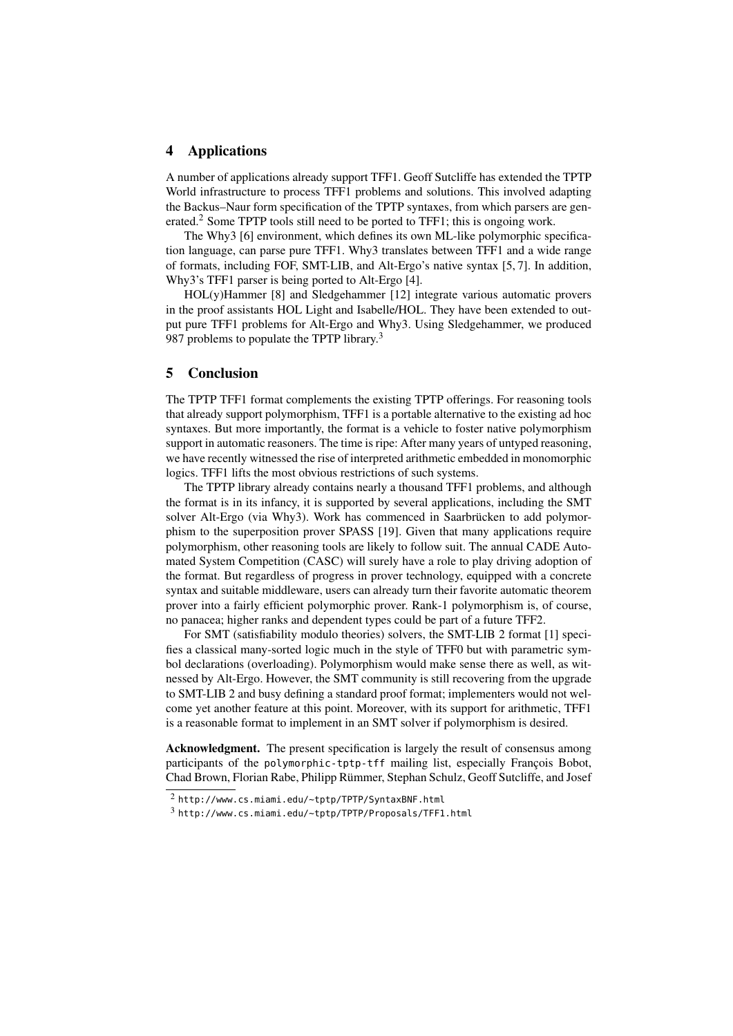## 4 Applications

A number of applications already support TFF1. Geoff Sutcliffe has extended the TPTP World infrastructure to process TFF1 problems and solutions. This involved adapting the Backus–Naur form specification of the TPTP syntaxes, from which parsers are generated.[2] Some TPTP tools still need to be ported to TFF1; this is ongoing work.

The Why3 [6] environment, which defines its own ML-like polymorphic specification language, can parse pure TFF1. Why3 translates between TFF1 and a wide range of formats, including FOF, SMT-LIB, and Alt-Ergo's native syntax [5, 7]. In addition, Why3's TFF1 parser is being ported to Alt-Ergo [4].

HOL(y)Hammer [8] and Sledgehammer [12] integrate various automatic provers in the proof assistants HOL Light and Isabelle/HOL. They have been extended to output pure TFF1 problems for Alt-Ergo and Why3. Using Sledgehammer, we produced 987 problems to populate the TPTP library.[3]

## 5 Conclusion

The TPTP TFF1 format complements the existing TPTP offerings. For reasoning tools that already support polymorphism, TFF1 is a portable alternative to the existing ad hoc syntaxes. But more importantly, the format is a vehicle to foster native polymorphism support in automatic reasoners. The time is ripe: After many years of untyped reasoning, we have recently witnessed the rise of interpreted arithmetic embedded in monomorphic logics. TFF1 lifts the most obvious restrictions of such systems.

The TPTP library already contains nearly a thousand TFF1 problems, and although the format is in its infancy, it is supported by several applications, including the SMT solver Alt-Ergo (via Why3). Work has commenced in Saarbrücken to add polymorphism to the superposition prover SPASS [19]. Given that many applications require polymorphism, other reasoning tools are likely to follow suit. The annual CADE Automated System Competition (CASC) will surely have a role to play driving adoption of the format. But regardless of progress in prover technology, equipped with a concrete syntax and suitable middleware, users can already turn their favorite automatic theorem prover into a fairly efficient polymorphic prover. Rank-1 polymorphism is, of course, no panacea; higher ranks and dependent types could be part of a future TFF2.

For SMT (satisfiability modulo theories) solvers, the SMT-LIB 2 format [1] specifies a classical many-sorted logic much in the style of TFF0 but with parametric symbol declarations (overloading). Polymorphism would make sense there as well, as witnessed by Alt-Ergo. However, the SMT community is still recovering from the upgrade to SMT-LIB 2 and busy defining a standard proof format; implementers would not welcome yet another feature at this point. Moreover, with its support for arithmetic, TFF1 is a reasonable format to implement in an SMT solver if polymorphism is desired.

**Acknowledgment.** The present specification is largely the result of consensus among participants of the `polymorphic-tptp-tff` mailing list, especially François Bobot, Chad Brown, Florian Rabe, Philipp Rümmer, Stephan Schulz, Geoff Sutcliffe, and Josef

[2] http://www.cs.miami.edu/~tptp/TPTP/SyntaxBNF.html

[3] http://www.cs.miami.edu/~tptp/TPTP/Proposals/TFF1.html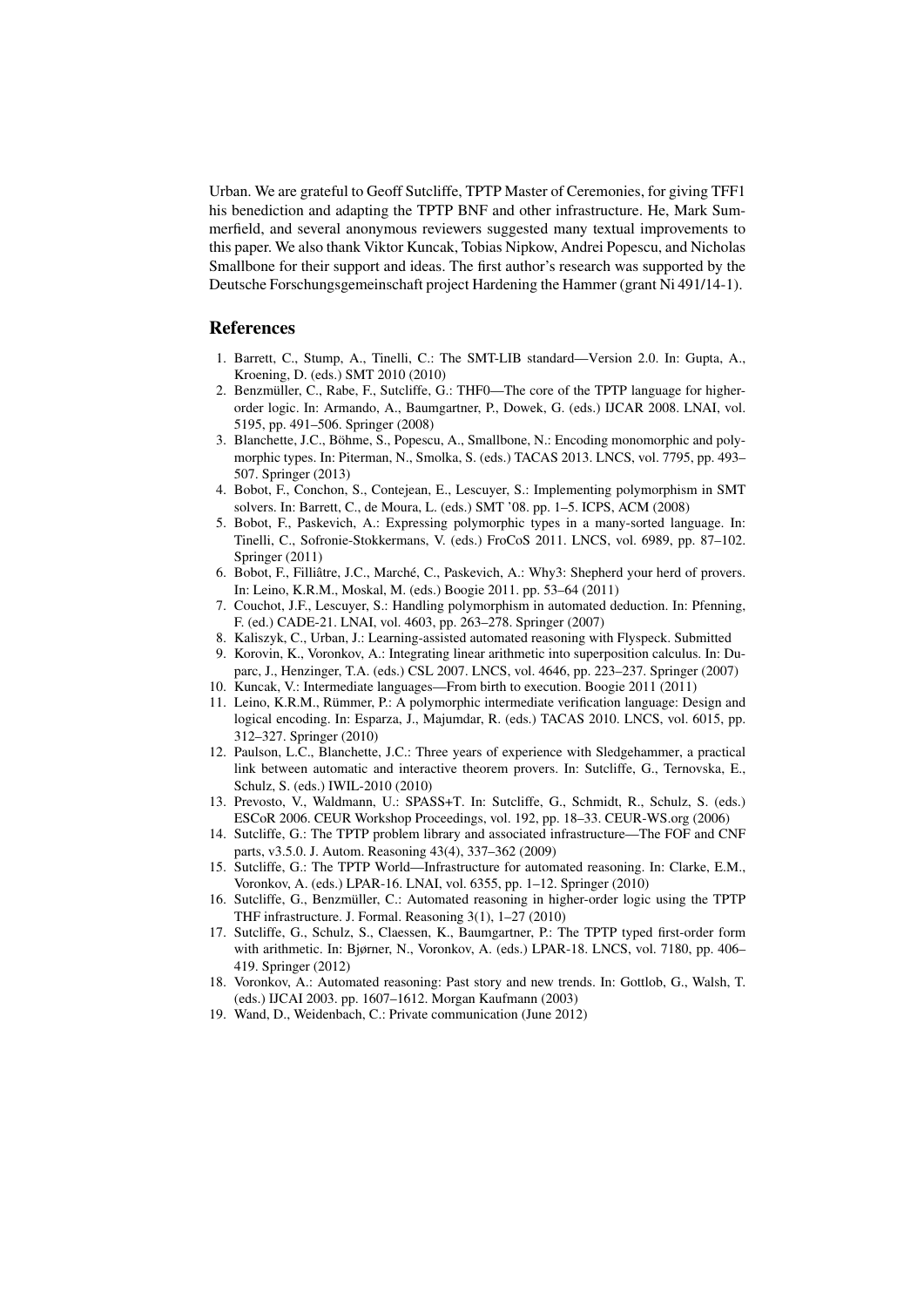Urban. We are grateful to Geoff Sutcliffe, TPTP Master of Ceremonies, for giving TFF1 his benediction and adapting the TPTP BNF and other infrastructure. He, Mark Summerfield, and several anonymous reviewers suggested many textual improvements to this paper. We also thank Viktor Kuncak, Tobias Nipkow, Andrei Popescu, and Nicholas Smallbone for their support and ideas. The first author's research was supported by the Deutsche Forschungsgemeinschaft project Hardening the Hammer (grant Ni 491/14-1).

## References

1. Barrett, C., Stump, A., Tinelli, C.: The SMT-LIB standard—Version 2.0. In: Gupta, A., Kroening, D. (eds.) SMT 2010 (2010)
2. Benzmüller, C., Rabe, F., Sutcliffe, G.: THF0—The core of the TPTP language for higher-order logic. In: Armando, A., Baumgartner, P., Dowek, G. (eds.) IJCAR 2008. LNAI, vol. 5195, pp. 491–506. Springer (2008)
3. Blanchette, J.C., Böhme, S., Popescu, A., Smallbone, N.: Encoding monomorphic and polymorphic types. In: Piterman, N., Smolka, S. (eds.) TACAS 2013. LNCS, vol. 7795, pp. 493–507. Springer (2013)
4. Bobot, F., Conchon, S., Contejean, E., Lescuyer, S.: Implementing polymorphism in SMT solvers. In: Barrett, C., de Moura, L. (eds.) SMT '08. pp. 1–5. ICPS, ACM (2008)
5. Bobot, F., Paskevich, A.: Expressing polymorphic types in a many-sorted language. In: Tinelli, C., Sofronie-Stokkermans, V. (eds.) FroCoS 2011. LNCS, vol. 6989, pp. 87–102. Springer (2011)
6. Bobot, F., Filliâtre, J.C., Marché, C., Paskevich, A.: Why3: Shepherd your herd of provers. In: Leino, K.R.M., Moskal, M. (eds.) Boogie 2011. pp. 53–64 (2011)
7. Couchot, J.F., Lescuyer, S.: Handling polymorphism in automated deduction. In: Pfenning, F. (ed.) CADE-21. LNAI, vol. 4603, pp. 263–278. Springer (2007)
8. Kaliszyk, C., Urban, J.: Learning-assisted automated reasoning with Flyspeck. Submitted
9. Korovin, K., Voronkov, A.: Integrating linear arithmetic into superposition calculus. In: Duparc, J., Henzinger, T.A. (eds.) CSL 2007. LNCS, vol. 4646, pp. 223–237. Springer (2007)
10. Kuncak, V.: Intermediate languages—From birth to execution. Boogie 2011 (2011)
11. Leino, K.R.M., Rümmer, P.: A polymorphic intermediate verification language: Design and logical encoding. In: Esparza, J., Majumdar, R. (eds.) TACAS 2010. LNCS, vol. 6015, pp. 312–327. Springer (2010)
12. Paulson, L.C., Blanchette, J.C.: Three years of experience with Sledgehammer, a practical link between automatic and interactive theorem provers. In: Sutcliffe, G., Ternovska, E., Schulz, S. (eds.) IWIL-2010 (2010)
13. Prevosto, V., Waldmann, U.: SPASS+T. In: Sutcliffe, G., Schmidt, R., Schulz, S. (eds.) ESCoR 2006. CEUR Workshop Proceedings, vol. 192, pp. 18–33. CEUR-WS.org (2006)
14. Sutcliffe, G.: The TPTP problem library and associated infrastructure—The FOF and CNF parts, v3.5.0. J. Autom. Reasoning 43(4), 337–362 (2009)
15. Sutcliffe, G.: The TPTP World—Infrastructure for automated reasoning. In: Clarke, E.M., Voronkov, A. (eds.) LPAR-16. LNAI, vol. 6355, pp. 1–12. Springer (2010)
16. Sutcliffe, G., Benzmüller, C.: Automated reasoning in higher-order logic using the TPTP THF infrastructure. J. Formal. Reasoning 3(1), 1–27 (2010)
17. Sutcliffe, G., Schulz, S., Claessen, K., Baumgartner, P.: The TPTP typed first-order form with arithmetic. In: Bjørner, N., Voronkov, A. (eds.) LPAR-18. LNCS, vol. 7180, pp. 406–419. Springer (2012)
18. Voronkov, A.: Automated reasoning: Past story and new trends. In: Gottlob, G., Walsh, T. (eds.) IJCAI 2003. pp. 1607–1612. Morgan Kaufmann (2003)
19. Wand, D., Weidenbach, C.: Private communication (June 2012)